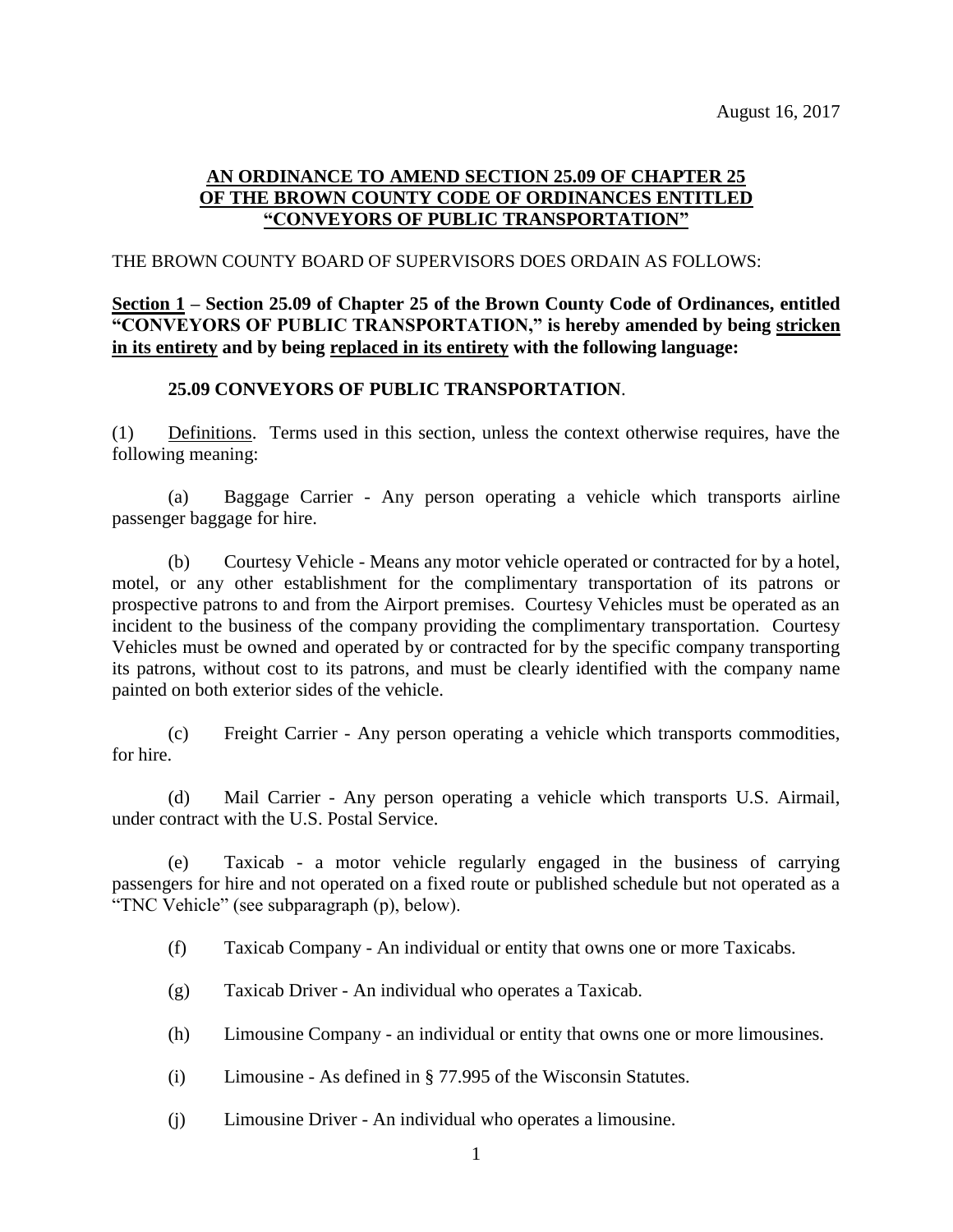August 16, 2017

# AN ORDINANCE TO AMEND SECTION 25.09 OF CHAPTER 25 OF THE BROWN COUNTY CODE OF ORDINANCES ENTITLED "CONVEYORS OF PUBLIC TRANSPORTATION"

THE BROWN COUNTY BOARD OF SUPERVISORS DOES ORDAIN AS FOLLOWS:

**Section 1 – Section 25.09 of Chapter 25 of the Brown County Code of Ordinances, entitled "CONVEYORS OF PUBLIC TRANSPORTATION," is hereby amended by being stricken in its entirety and by being replaced in its entirety with the following language:**

**25.09 CONVEYORS OF PUBLIC TRANSPORTATION**.

(1) Definitions. Terms used in this section, unless the context otherwise requires, have the following meaning:

(a) Baggage Carrier - Any person operating a vehicle which transports airline passenger baggage for hire.

(b) Courtesy Vehicle - Means any motor vehicle operated or contracted for by a hotel, motel, or any other establishment for the complimentary transportation of its patrons or prospective patrons to and from the Airport premises. Courtesy Vehicles must be operated as an incident to the business of the company providing the complimentary transportation. Courtesy Vehicles must be owned and operated by or contracted for by the specific company transporting its patrons, without cost to its patrons, and must be clearly identified with the company name painted on both exterior sides of the vehicle.

(c) Freight Carrier - Any person operating a vehicle which transports commodities, for hire.

(d) Mail Carrier - Any person operating a vehicle which transports U.S. Airmail, under contract with the U.S. Postal Service.

(e) Taxicab - a motor vehicle regularly engaged in the business of carrying passengers for hire and not operated on a fixed route or published schedule but not operated as a "TNC Vehicle" (see subparagraph (p), below).

(f) Taxicab Company - An individual or entity that owns one or more Taxicabs.

(g) Taxicab Driver - An individual who operates a Taxicab.

(h) Limousine Company - an individual or entity that owns one or more limousines.

(i) Limousine - As defined in § 77.995 of the Wisconsin Statutes.

(j) Limousine Driver - An individual who operates a limousine.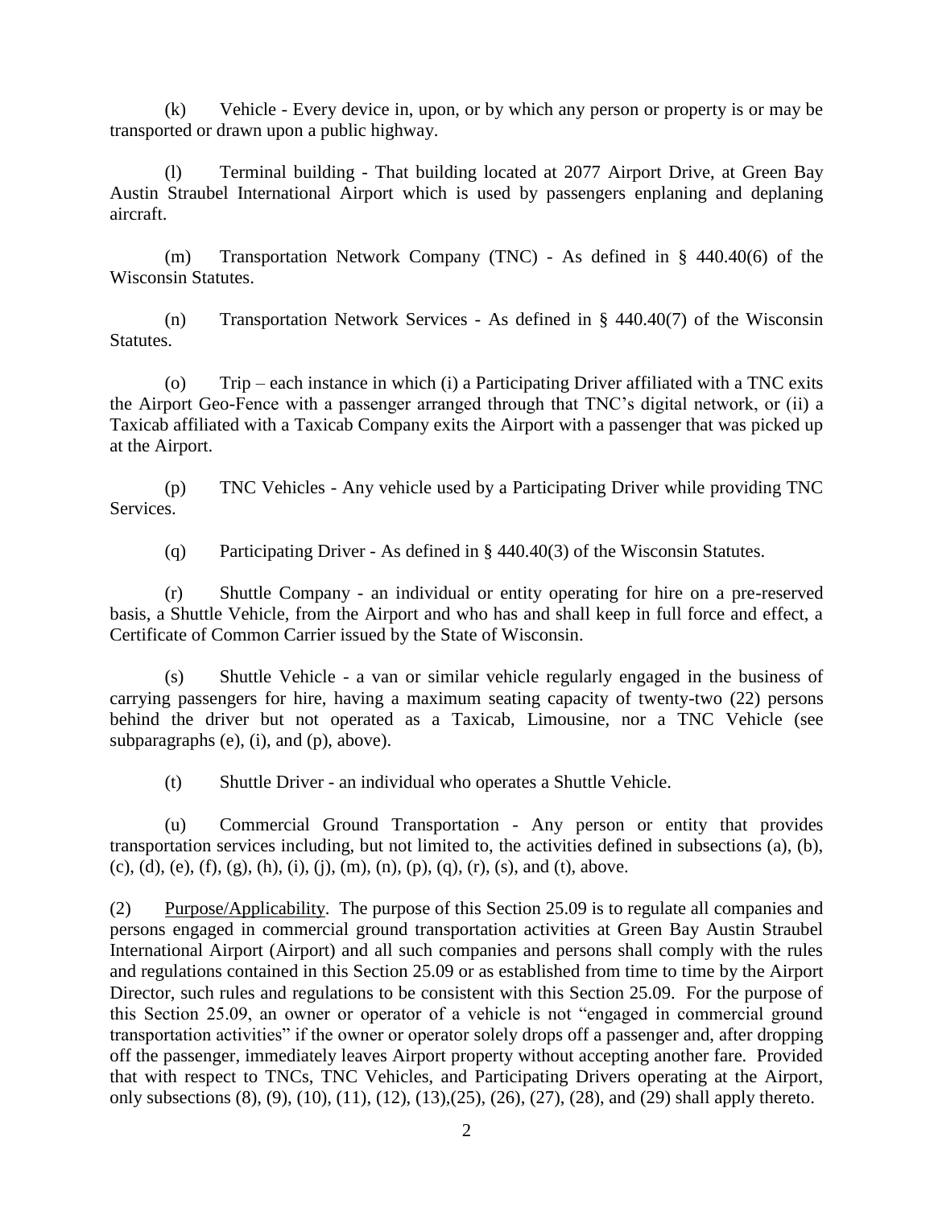(k) Vehicle - Every device in, upon, or by which any person or property is or may be transported or drawn upon a public highway.

(l) Terminal building - That building located at 2077 Airport Drive, at Green Bay Austin Straubel International Airport which is used by passengers enplaning and deplaning aircraft.

(m) Transportation Network Company (TNC) - As defined in § 440.40(6) of the Wisconsin Statutes.

(n) Transportation Network Services - As defined in § 440.40(7) of the Wisconsin Statutes.

(o) Trip – each instance in which (i) a Participating Driver affiliated with a TNC exits the Airport Geo-Fence with a passenger arranged through that TNC's digital network, or (ii) a Taxicab affiliated with a Taxicab Company exits the Airport with a passenger that was picked up at the Airport.

(p) TNC Vehicles - Any vehicle used by a Participating Driver while providing TNC Services.

(q) Participating Driver - As defined in § 440.40(3) of the Wisconsin Statutes.

(r) Shuttle Company - an individual or entity operating for hire on a pre-reserved basis, a Shuttle Vehicle, from the Airport and who has and shall keep in full force and effect, a Certificate of Common Carrier issued by the State of Wisconsin.

(s) Shuttle Vehicle - a van or similar vehicle regularly engaged in the business of carrying passengers for hire, having a maximum seating capacity of twenty-two (22) persons behind the driver but not operated as a Taxicab, Limousine, nor a TNC Vehicle (see subparagraphs (e), (i), and (p), above).

(t) Shuttle Driver - an individual who operates a Shuttle Vehicle.

(u) Commercial Ground Transportation - Any person or entity that provides transportation services including, but not limited to, the activities defined in subsections (a), (b), (c), (d), (e), (f), (g), (h), (i), (j), (m), (n), (p), (q), (r), (s), and (t), above.

(2) Purpose/Applicability. The purpose of this Section 25.09 is to regulate all companies and persons engaged in commercial ground transportation activities at Green Bay Austin Straubel International Airport (Airport) and all such companies and persons shall comply with the rules and regulations contained in this Section 25.09 or as established from time to time by the Airport Director, such rules and regulations to be consistent with this Section 25.09. For the purpose of this Section 25.09, an owner or operator of a vehicle is not "engaged in commercial ground transportation activities" if the owner or operator solely drops off a passenger and, after dropping off the passenger, immediately leaves Airport property without accepting another fare. Provided that with respect to TNCs, TNC Vehicles, and Participating Drivers operating at the Airport, only subsections (8), (9), (10), (11), (12), (13),(25), (26), (27), (28), and (29) shall apply thereto.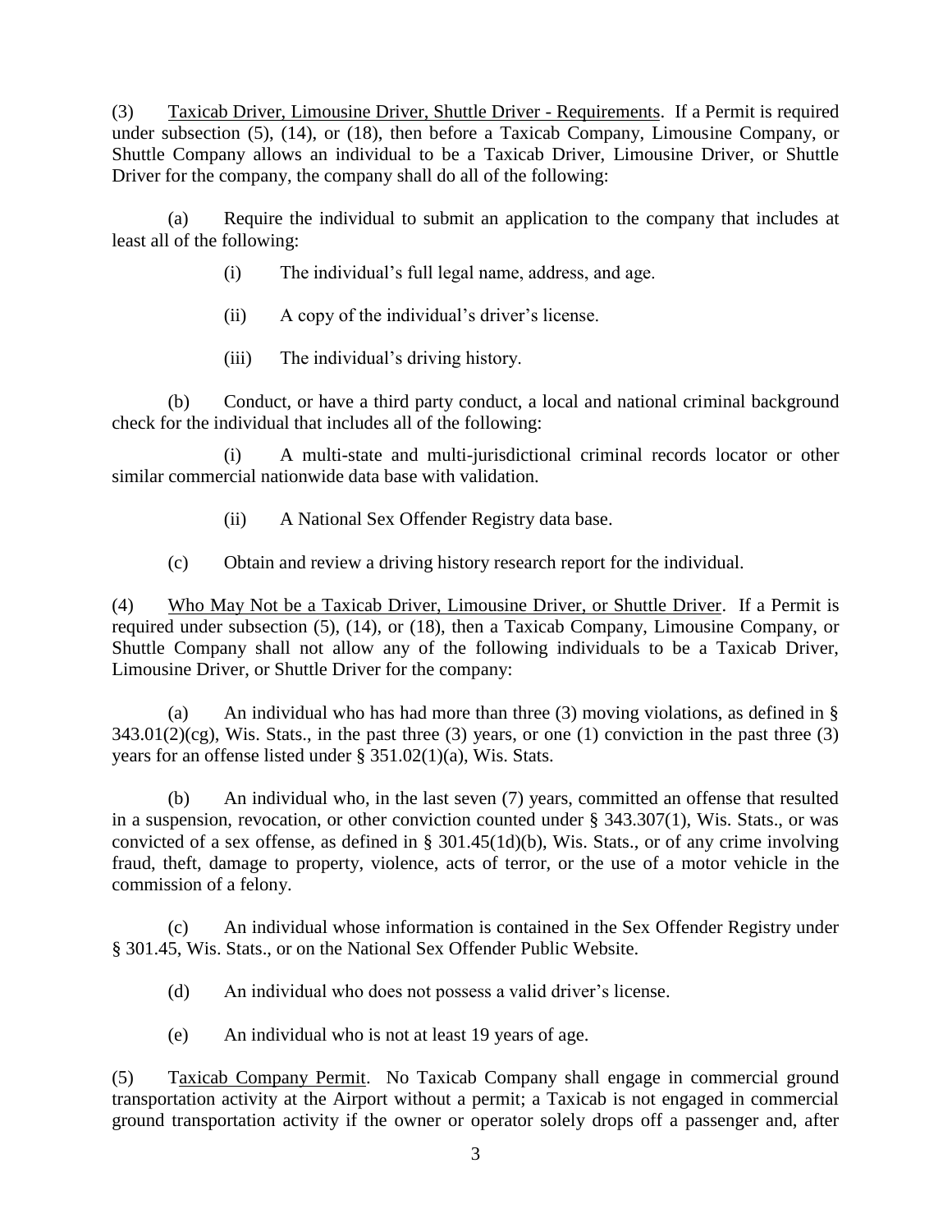(3) Taxicab Driver, Limousine Driver, Shuttle Driver - Requirements. If a Permit is required under subsection (5), (14), or (18), then before a Taxicab Company, Limousine Company, or Shuttle Company allows an individual to be a Taxicab Driver, Limousine Driver, or Shuttle Driver for the company, the company shall do all of the following:

(a) Require the individual to submit an application to the company that includes at least all of the following:

(i) The individual's full legal name, address, and age.

(ii) A copy of the individual's driver's license.

(iii) The individual's driving history.

(b) Conduct, or have a third party conduct, a local and national criminal background check for the individual that includes all of the following:

(i) A multi-state and multi-jurisdictional criminal records locator or other similar commercial nationwide data base with validation.

(ii) A National Sex Offender Registry data base.

(c) Obtain and review a driving history research report for the individual.

(4) Who May Not be a Taxicab Driver, Limousine Driver, or Shuttle Driver. If a Permit is required under subsection (5), (14), or (18), then a Taxicab Company, Limousine Company, or Shuttle Company shall not allow any of the following individuals to be a Taxicab Driver, Limousine Driver, or Shuttle Driver for the company:

(a) An individual who has had more than three (3) moving violations, as defined in § 343.01(2)(cg), Wis. Stats., in the past three (3) years, or one (1) conviction in the past three (3) years for an offense listed under § 351.02(1)(a), Wis. Stats.

(b) An individual who, in the last seven (7) years, committed an offense that resulted in a suspension, revocation, or other conviction counted under § 343.307(1), Wis. Stats., or was convicted of a sex offense, as defined in § 301.45(1d)(b), Wis. Stats., or of any crime involving fraud, theft, damage to property, violence, acts of terror, or the use of a motor vehicle in the commission of a felony.

(c) An individual whose information is contained in the Sex Offender Registry under § 301.45, Wis. Stats., or on the National Sex Offender Public Website.

(d) An individual who does not possess a valid driver's license.

(e) An individual who is not at least 19 years of age.

(5) Taxicab Company Permit. No Taxicab Company shall engage in commercial ground transportation activity at the Airport without a permit; a Taxicab is not engaged in commercial ground transportation activity if the owner or operator solely drops off a passenger and, after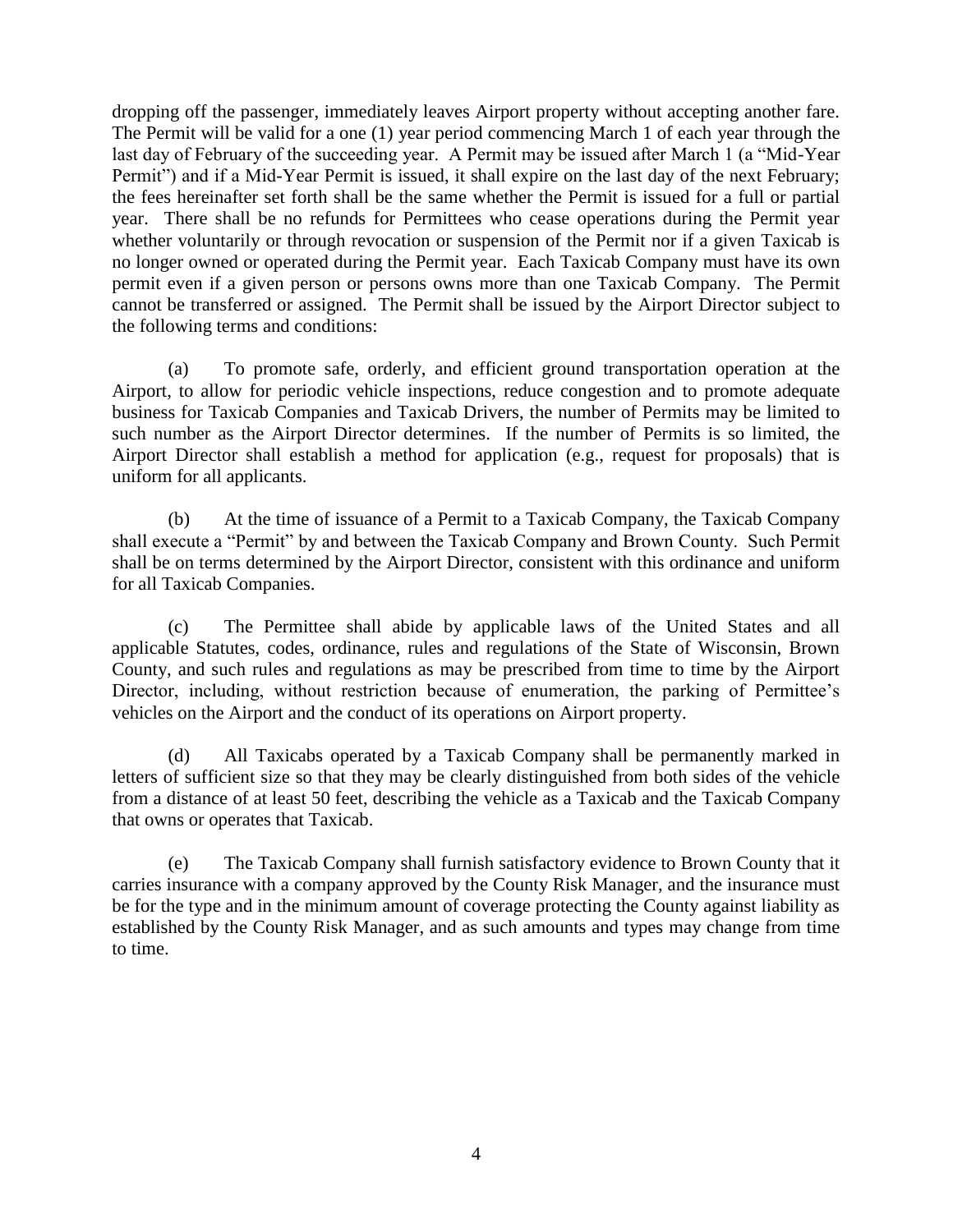dropping off the passenger, immediately leaves Airport property without accepting another fare. The Permit will be valid for a one (1) year period commencing March 1 of each year through the last day of February of the succeeding year. A Permit may be issued after March 1 (a "Mid-Year Permit") and if a Mid-Year Permit is issued, it shall expire on the last day of the next February; the fees hereinafter set forth shall be the same whether the Permit is issued for a full or partial year. There shall be no refunds for Permittees who cease operations during the Permit year whether voluntarily or through revocation or suspension of the Permit nor if a given Taxicab is no longer owned or operated during the Permit year. Each Taxicab Company must have its own permit even if a given person or persons owns more than one Taxicab Company. The Permit cannot be transferred or assigned. The Permit shall be issued by the Airport Director subject to the following terms and conditions:

(a) To promote safe, orderly, and efficient ground transportation operation at the Airport, to allow for periodic vehicle inspections, reduce congestion and to promote adequate business for Taxicab Companies and Taxicab Drivers, the number of Permits may be limited to such number as the Airport Director determines. If the number of Permits is so limited, the Airport Director shall establish a method for application (e.g., request for proposals) that is uniform for all applicants.

(b) At the time of issuance of a Permit to a Taxicab Company, the Taxicab Company shall execute a "Permit" by and between the Taxicab Company and Brown County. Such Permit shall be on terms determined by the Airport Director, consistent with this ordinance and uniform for all Taxicab Companies.

(c) The Permittee shall abide by applicable laws of the United States and all applicable Statutes, codes, ordinance, rules and regulations of the State of Wisconsin, Brown County, and such rules and regulations as may be prescribed from time to time by the Airport Director, including, without restriction because of enumeration, the parking of Permittee's vehicles on the Airport and the conduct of its operations on Airport property.

(d) All Taxicabs operated by a Taxicab Company shall be permanently marked in letters of sufficient size so that they may be clearly distinguished from both sides of the vehicle from a distance of at least 50 feet, describing the vehicle as a Taxicab and the Taxicab Company that owns or operates that Taxicab.

(e) The Taxicab Company shall furnish satisfactory evidence to Brown County that it carries insurance with a company approved by the County Risk Manager, and the insurance must be for the type and in the minimum amount of coverage protecting the County against liability as established by the County Risk Manager, and as such amounts and types may change from time to time.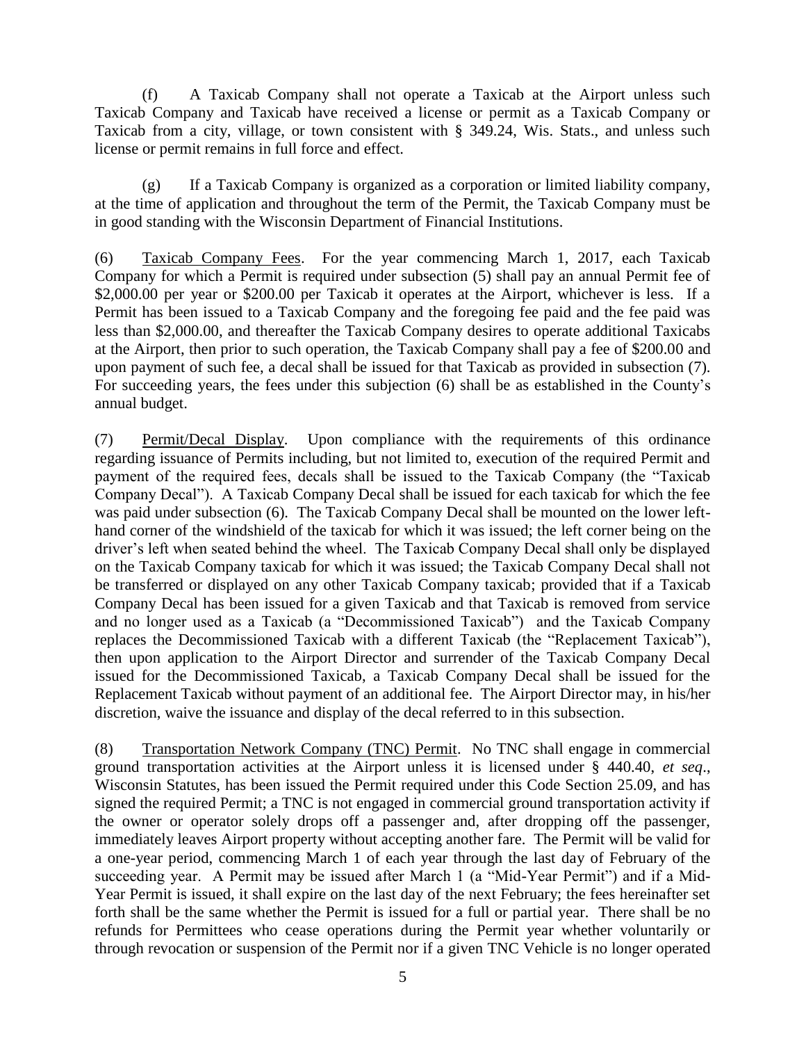(f) A Taxicab Company shall not operate a Taxicab at the Airport unless such Taxicab Company and Taxicab have received a license or permit as a Taxicab Company or Taxicab from a city, village, or town consistent with § 349.24, Wis. Stats., and unless such license or permit remains in full force and effect.

(g) If a Taxicab Company is organized as a corporation or limited liability company, at the time of application and throughout the term of the Permit, the Taxicab Company must be in good standing with the Wisconsin Department of Financial Institutions.

(6) Taxicab Company Fees. For the year commencing March 1, 2017, each Taxicab Company for which a Permit is required under subsection (5) shall pay an annual Permit fee of $2,000.00 per year or $200.00 per Taxicab it operates at the Airport, whichever is less. If a Permit has been issued to a Taxicab Company and the foregoing fee paid and the fee paid was less than $2,000.00, and thereafter the Taxicab Company desires to operate additional Taxicabs at the Airport, then prior to such operation, the Taxicab Company shall pay a fee of $200.00 and upon payment of such fee, a decal shall be issued for that Taxicab as provided in subsection (7). For succeeding years, the fees under this subjection (6) shall be as established in the County's annual budget.

(7) Permit/Decal Display. Upon compliance with the requirements of this ordinance regarding issuance of Permits including, but not limited to, execution of the required Permit and payment of the required fees, decals shall be issued to the Taxicab Company (the "Taxicab Company Decal"). A Taxicab Company Decal shall be issued for each taxicab for which the fee was paid under subsection (6). The Taxicab Company Decal shall be mounted on the lower left-hand corner of the windshield of the taxicab for which it was issued; the left corner being on the driver's left when seated behind the wheel. The Taxicab Company Decal shall only be displayed on the Taxicab Company taxicab for which it was issued; the Taxicab Company Decal shall not be transferred or displayed on any other Taxicab Company taxicab; provided that if a Taxicab Company Decal has been issued for a given Taxicab and that Taxicab is removed from service and no longer used as a Taxicab (a "Decommissioned Taxicab") and the Taxicab Company replaces the Decommissioned Taxicab with a different Taxicab (the "Replacement Taxicab"), then upon application to the Airport Director and surrender of the Taxicab Company Decal issued for the Decommissioned Taxicab, a Taxicab Company Decal shall be issued for the Replacement Taxicab without payment of an additional fee. The Airport Director may, in his/her discretion, waive the issuance and display of the decal referred to in this subsection.

(8) Transportation Network Company (TNC) Permit. No TNC shall engage in commercial ground transportation activities at the Airport unless it is licensed under § 440.40, *et seq*., Wisconsin Statutes, has been issued the Permit required under this Code Section 25.09, and has signed the required Permit; a TNC is not engaged in commercial ground transportation activity if the owner or operator solely drops off a passenger and, after dropping off the passenger, immediately leaves Airport property without accepting another fare. The Permit will be valid for a one-year period, commencing March 1 of each year through the last day of February of the succeeding year. A Permit may be issued after March 1 (a "Mid-Year Permit") and if a Mid-Year Permit is issued, it shall expire on the last day of the next February; the fees hereinafter set forth shall be the same whether the Permit is issued for a full or partial year. There shall be no refunds for Permittees who cease operations during the Permit year whether voluntarily or through revocation or suspension of the Permit nor if a given TNC Vehicle is no longer operated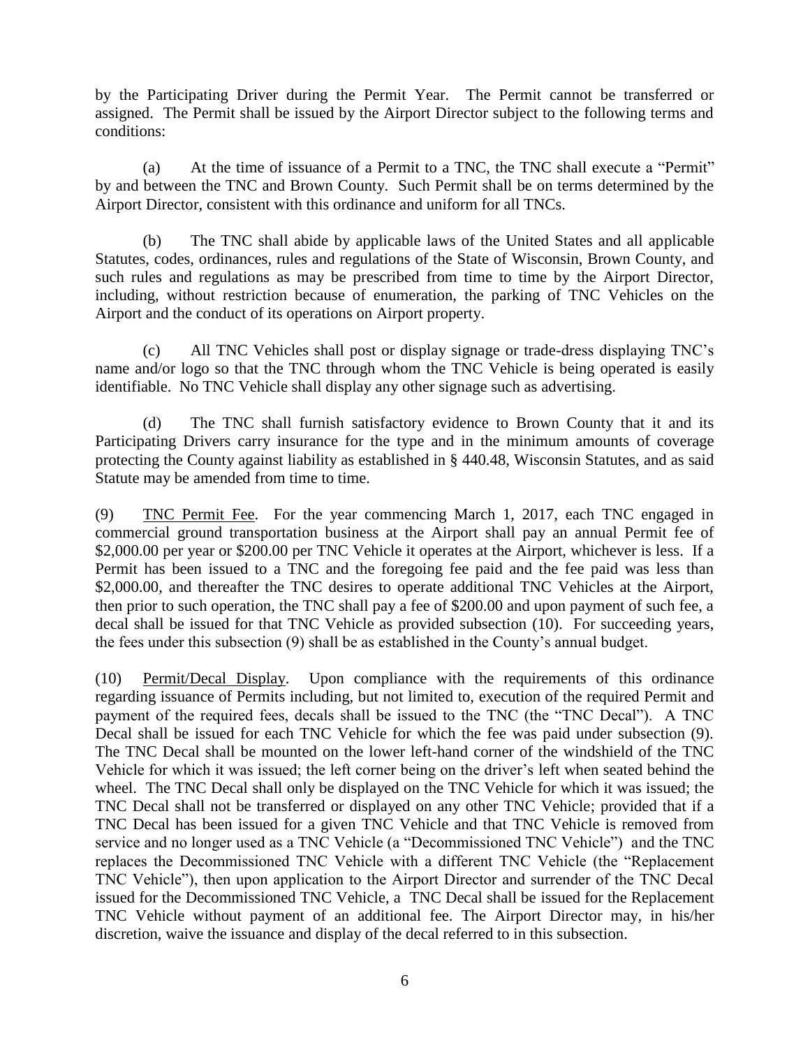by the Participating Driver during the Permit Year. The Permit cannot be transferred or assigned. The Permit shall be issued by the Airport Director subject to the following terms and conditions:

(a) At the time of issuance of a Permit to a TNC, the TNC shall execute a "Permit" by and between the TNC and Brown County. Such Permit shall be on terms determined by the Airport Director, consistent with this ordinance and uniform for all TNCs.

(b) The TNC shall abide by applicable laws of the United States and all applicable Statutes, codes, ordinances, rules and regulations of the State of Wisconsin, Brown County, and such rules and regulations as may be prescribed from time to time by the Airport Director, including, without restriction because of enumeration, the parking of TNC Vehicles on the Airport and the conduct of its operations on Airport property.

(c) All TNC Vehicles shall post or display signage or trade-dress displaying TNC's name and/or logo so that the TNC through whom the TNC Vehicle is being operated is easily identifiable. No TNC Vehicle shall display any other signage such as advertising.

(d) The TNC shall furnish satisfactory evidence to Brown County that it and its Participating Drivers carry insurance for the type and in the minimum amounts of coverage protecting the County against liability as established in § 440.48, Wisconsin Statutes, and as said Statute may be amended from time to time.

(9) <u>TNC Permit Fee</u>. For the year commencing March 1, 2017, each TNC engaged in commercial ground transportation business at the Airport shall pay an annual Permit fee of \$2,000.00 per year or \$200.00 per TNC Vehicle it operates at the Airport, whichever is less. If a Permit has been issued to a TNC and the foregoing fee paid and the fee paid was less than \$2,000.00, and thereafter the TNC desires to operate additional TNC Vehicles at the Airport, then prior to such operation, the TNC shall pay a fee of \$200.00 and upon payment of such fee, a decal shall be issued for that TNC Vehicle as provided subsection (10). For succeeding years, the fees under this subsection (9) shall be as established in the County's annual budget.

(10) <u>Permit/Decal Display</u>. Upon compliance with the requirements of this ordinance regarding issuance of Permits including, but not limited to, execution of the required Permit and payment of the required fees, decals shall be issued to the TNC (the "TNC Decal"). A TNC Decal shall be issued for each TNC Vehicle for which the fee was paid under subsection (9). The TNC Decal shall be mounted on the lower left-hand corner of the windshield of the TNC Vehicle for which it was issued; the left corner being on the driver's left when seated behind the wheel. The TNC Decal shall only be displayed on the TNC Vehicle for which it was issued; the TNC Decal shall not be transferred or displayed on any other TNC Vehicle; provided that if a TNC Decal has been issued for a given TNC Vehicle and that TNC Vehicle is removed from service and no longer used as a TNC Vehicle (a "Decommissioned TNC Vehicle") and the TNC replaces the Decommissioned TNC Vehicle with a different TNC Vehicle (the "Replacement TNC Vehicle"), then upon application to the Airport Director and surrender of the TNC Decal issued for the Decommissioned TNC Vehicle, a TNC Decal shall be issued for the Replacement TNC Vehicle without payment of an additional fee. The Airport Director may, in his/her discretion, waive the issuance and display of the decal referred to in this subsection.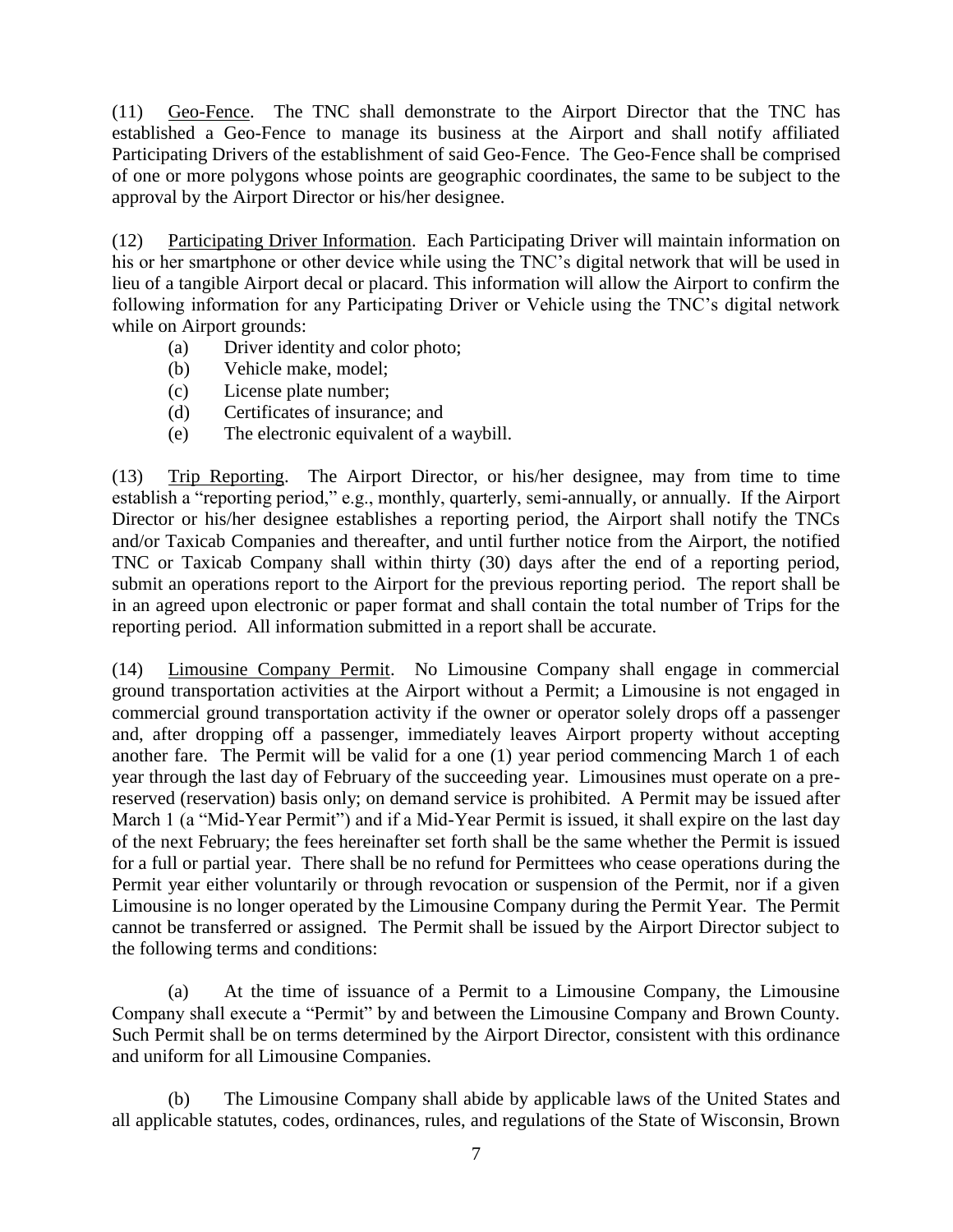(11) Geo-Fence. The TNC shall demonstrate to the Airport Director that the TNC has established a Geo-Fence to manage its business at the Airport and shall notify affiliated Participating Drivers of the establishment of said Geo-Fence. The Geo-Fence shall be comprised of one or more polygons whose points are geographic coordinates, the same to be subject to the approval by the Airport Director or his/her designee.

(12) Participating Driver Information. Each Participating Driver will maintain information on his or her smartphone or other device while using the TNC's digital network that will be used in lieu of a tangible Airport decal or placard. This information will allow the Airport to confirm the following information for any Participating Driver or Vehicle using the TNC's digital network while on Airport grounds:

- (a) Driver identity and color photo;
- (b) Vehicle make, model;
- (c) License plate number;
- (d) Certificates of insurance; and
- (e) The electronic equivalent of a waybill.

(13) Trip Reporting. The Airport Director, or his/her designee, may from time to time establish a "reporting period," e.g., monthly, quarterly, semi-annually, or annually. If the Airport Director or his/her designee establishes a reporting period, the Airport shall notify the TNCs and/or Taxicab Companies and thereafter, and until further notice from the Airport, the notified TNC or Taxicab Company shall within thirty (30) days after the end of a reporting period, submit an operations report to the Airport for the previous reporting period. The report shall be in an agreed upon electronic or paper format and shall contain the total number of Trips for the reporting period. All information submitted in a report shall be accurate.

(14) Limousine Company Permit. No Limousine Company shall engage in commercial ground transportation activities at the Airport without a Permit; a Limousine is not engaged in commercial ground transportation activity if the owner or operator solely drops off a passenger and, after dropping off a passenger, immediately leaves Airport property without accepting another fare. The Permit will be valid for a one (1) year period commencing March 1 of each year through the last day of February of the succeeding year. Limousines must operate on a pre-reserved (reservation) basis only; on demand service is prohibited. A Permit may be issued after March 1 (a "Mid-Year Permit") and if a Mid-Year Permit is issued, it shall expire on the last day of the next February; the fees hereinafter set forth shall be the same whether the Permit is issued for a full or partial year. There shall be no refund for Permittees who cease operations during the Permit year either voluntarily or through revocation or suspension of the Permit, nor if a given Limousine is no longer operated by the Limousine Company during the Permit Year. The Permit cannot be transferred or assigned. The Permit shall be issued by the Airport Director subject to the following terms and conditions:

(a) At the time of issuance of a Permit to a Limousine Company, the Limousine Company shall execute a "Permit" by and between the Limousine Company and Brown County. Such Permit shall be on terms determined by the Airport Director, consistent with this ordinance and uniform for all Limousine Companies.

(b) The Limousine Company shall abide by applicable laws of the United States and all applicable statutes, codes, ordinances, rules, and regulations of the State of Wisconsin, Brown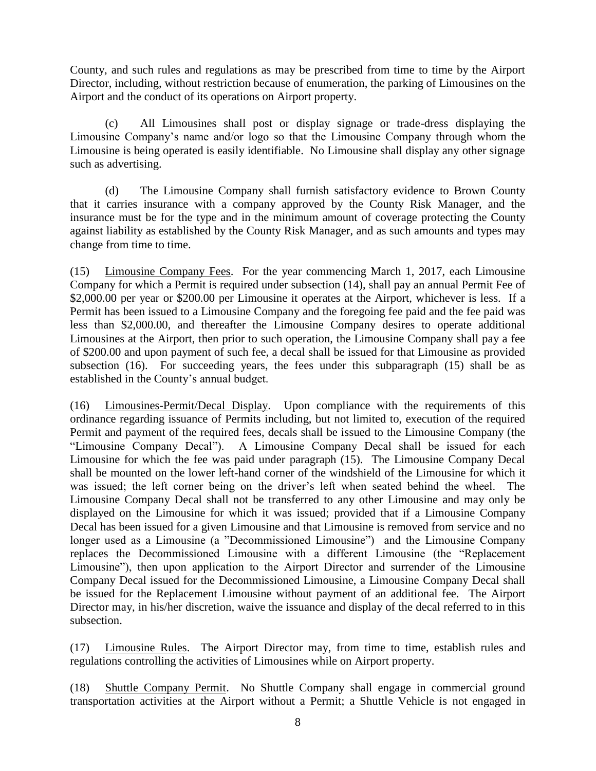County, and such rules and regulations as may be prescribed from time to time by the Airport Director, including, without restriction because of enumeration, the parking of Limousines on the Airport and the conduct of its operations on Airport property.

(c) All Limousines shall post or display signage or trade-dress displaying the Limousine Company's name and/or logo so that the Limousine Company through whom the Limousine is being operated is easily identifiable. No Limousine shall display any other signage such as advertising.

(d) The Limousine Company shall furnish satisfactory evidence to Brown County that it carries insurance with a company approved by the County Risk Manager, and the insurance must be for the type and in the minimum amount of coverage protecting the County against liability as established by the County Risk Manager, and as such amounts and types may change from time to time.

(15) Limousine Company Fees. For the year commencing March 1, 2017, each Limousine Company for which a Permit is required under subsection (14), shall pay an annual Permit Fee of \$2,000.00 per year or \$200.00 per Limousine it operates at the Airport, whichever is less. If a Permit has been issued to a Limousine Company and the foregoing fee paid and the fee paid was less than \$2,000.00, and thereafter the Limousine Company desires to operate additional Limousines at the Airport, then prior to such operation, the Limousine Company shall pay a fee of \$200.00 and upon payment of such fee, a decal shall be issued for that Limousine as provided subsection (16). For succeeding years, the fees under this subparagraph (15) shall be as established in the County's annual budget.

(16) Limousines-Permit/Decal Display. Upon compliance with the requirements of this ordinance regarding issuance of Permits including, but not limited to, execution of the required Permit and payment of the required fees, decals shall be issued to the Limousine Company (the "Limousine Company Decal"). A Limousine Company Decal shall be issued for each Limousine for which the fee was paid under paragraph (15). The Limousine Company Decal shall be mounted on the lower left-hand corner of the windshield of the Limousine for which it was issued; the left corner being on the driver's left when seated behind the wheel. The Limousine Company Decal shall not be transferred to any other Limousine and may only be displayed on the Limousine for which it was issued; provided that if a Limousine Company Decal has been issued for a given Limousine and that Limousine is removed from service and no longer used as a Limousine (a "Decommissioned Limousine") and the Limousine Company replaces the Decommissioned Limousine with a different Limousine (the "Replacement Limousine"), then upon application to the Airport Director and surrender of the Limousine Company Decal issued for the Decommissioned Limousine, a Limousine Company Decal shall be issued for the Replacement Limousine without payment of an additional fee. The Airport Director may, in his/her discretion, waive the issuance and display of the decal referred to in this subsection.

(17) Limousine Rules. The Airport Director may, from time to time, establish rules and regulations controlling the activities of Limousines while on Airport property.

(18) Shuttle Company Permit. No Shuttle Company shall engage in commercial ground transportation activities at the Airport without a Permit; a Shuttle Vehicle is not engaged in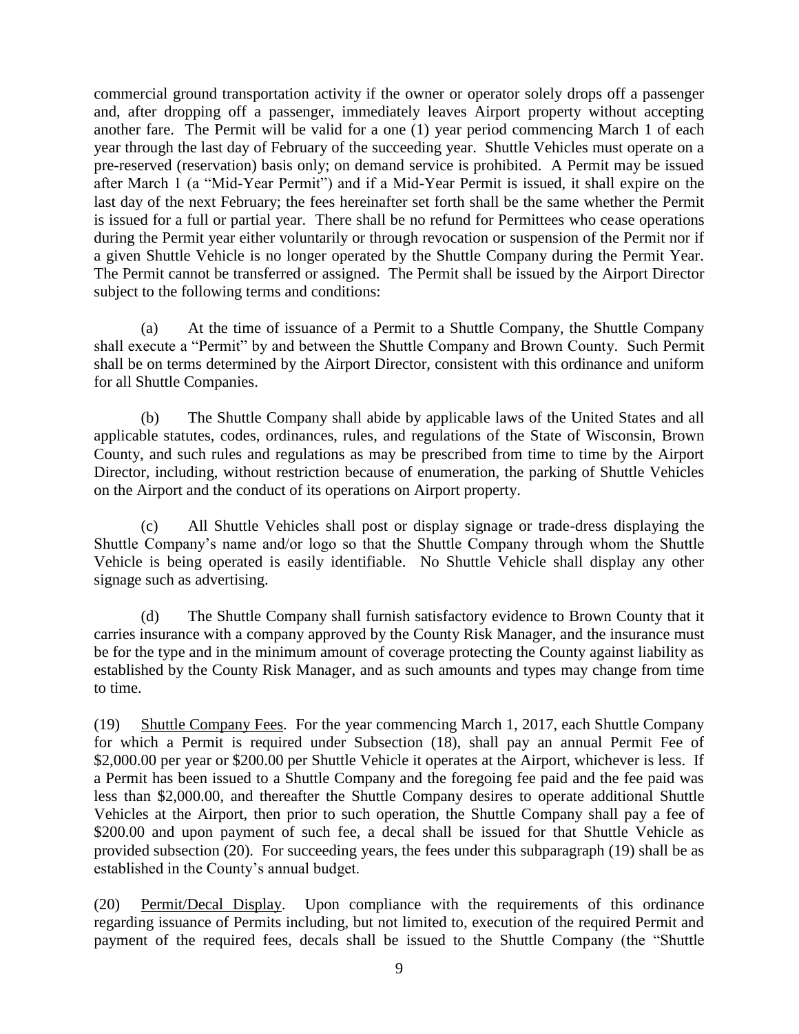commercial ground transportation activity if the owner or operator solely drops off a passenger and, after dropping off a passenger, immediately leaves Airport property without accepting another fare. The Permit will be valid for a one (1) year period commencing March 1 of each year through the last day of February of the succeeding year. Shuttle Vehicles must operate on a pre-reserved (reservation) basis only; on demand service is prohibited. A Permit may be issued after March 1 (a "Mid-Year Permit") and if a Mid-Year Permit is issued, it shall expire on the last day of the next February; the fees hereinafter set forth shall be the same whether the Permit is issued for a full or partial year. There shall be no refund for Permittees who cease operations during the Permit year either voluntarily or through revocation or suspension of the Permit nor if a given Shuttle Vehicle is no longer operated by the Shuttle Company during the Permit Year. The Permit cannot be transferred or assigned. The Permit shall be issued by the Airport Director subject to the following terms and conditions:

(a) At the time of issuance of a Permit to a Shuttle Company, the Shuttle Company shall execute a "Permit" by and between the Shuttle Company and Brown County. Such Permit shall be on terms determined by the Airport Director, consistent with this ordinance and uniform for all Shuttle Companies.

(b) The Shuttle Company shall abide by applicable laws of the United States and all applicable statutes, codes, ordinances, rules, and regulations of the State of Wisconsin, Brown County, and such rules and regulations as may be prescribed from time to time by the Airport Director, including, without restriction because of enumeration, the parking of Shuttle Vehicles on the Airport and the conduct of its operations on Airport property.

(c) All Shuttle Vehicles shall post or display signage or trade-dress displaying the Shuttle Company's name and/or logo so that the Shuttle Company through whom the Shuttle Vehicle is being operated is easily identifiable. No Shuttle Vehicle shall display any other signage such as advertising.

(d) The Shuttle Company shall furnish satisfactory evidence to Brown County that it carries insurance with a company approved by the County Risk Manager, and the insurance must be for the type and in the minimum amount of coverage protecting the County against liability as established by the County Risk Manager, and as such amounts and types may change from time to time.

(19) Shuttle Company Fees. For the year commencing March 1, 2017, each Shuttle Company for which a Permit is required under Subsection (18), shall pay an annual Permit Fee of \$2,000.00 per year or \$200.00 per Shuttle Vehicle it operates at the Airport, whichever is less. If a Permit has been issued to a Shuttle Company and the foregoing fee paid and the fee paid was less than \$2,000.00, and thereafter the Shuttle Company desires to operate additional Shuttle Vehicles at the Airport, then prior to such operation, the Shuttle Company shall pay a fee of \$200.00 and upon payment of such fee, a decal shall be issued for that Shuttle Vehicle as provided subsection (20). For succeeding years, the fees under this subparagraph (19) shall be as established in the County's annual budget.

(20) Permit/Decal Display. Upon compliance with the requirements of this ordinance regarding issuance of Permits including, but not limited to, execution of the required Permit and payment of the required fees, decals shall be issued to the Shuttle Company (the "Shuttle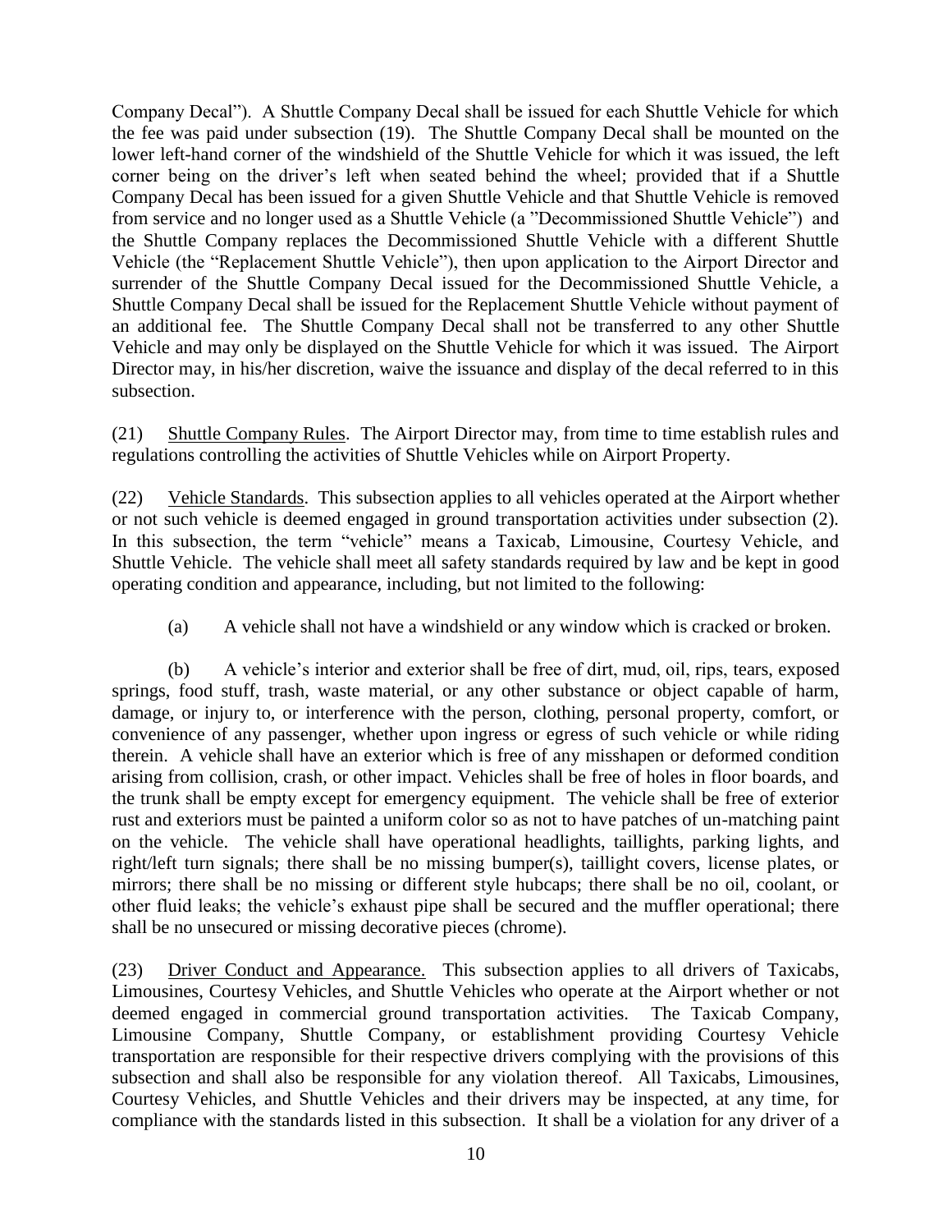Company Decal"). A Shuttle Company Decal shall be issued for each Shuttle Vehicle for which the fee was paid under subsection (19). The Shuttle Company Decal shall be mounted on the lower left-hand corner of the windshield of the Shuttle Vehicle for which it was issued, the left corner being on the driver's left when seated behind the wheel; provided that if a Shuttle Company Decal has been issued for a given Shuttle Vehicle and that Shuttle Vehicle is removed from service and no longer used as a Shuttle Vehicle (a "Decommissioned Shuttle Vehicle") and the Shuttle Company replaces the Decommissioned Shuttle Vehicle with a different Shuttle Vehicle (the "Replacement Shuttle Vehicle"), then upon application to the Airport Director and surrender of the Shuttle Company Decal issued for the Decommissioned Shuttle Vehicle, a Shuttle Company Decal shall be issued for the Replacement Shuttle Vehicle without payment of an additional fee. The Shuttle Company Decal shall not be transferred to any other Shuttle Vehicle and may only be displayed on the Shuttle Vehicle for which it was issued. The Airport Director may, in his/her discretion, waive the issuance and display of the decal referred to in this subsection.

(21) Shuttle Company Rules. The Airport Director may, from time to time establish rules and regulations controlling the activities of Shuttle Vehicles while on Airport Property.

(22) Vehicle Standards. This subsection applies to all vehicles operated at the Airport whether or not such vehicle is deemed engaged in ground transportation activities under subsection (2). In this subsection, the term "vehicle" means a Taxicab, Limousine, Courtesy Vehicle, and Shuttle Vehicle. The vehicle shall meet all safety standards required by law and be kept in good operating condition and appearance, including, but not limited to the following:

(a) A vehicle shall not have a windshield or any window which is cracked or broken.

(b) A vehicle's interior and exterior shall be free of dirt, mud, oil, rips, tears, exposed springs, food stuff, trash, waste material, or any other substance or object capable of harm, damage, or injury to, or interference with the person, clothing, personal property, comfort, or convenience of any passenger, whether upon ingress or egress of such vehicle or while riding therein. A vehicle shall have an exterior which is free of any misshapen or deformed condition arising from collision, crash, or other impact. Vehicles shall be free of holes in floor boards, and the trunk shall be empty except for emergency equipment. The vehicle shall be free of exterior rust and exteriors must be painted a uniform color so as not to have patches of un-matching paint on the vehicle. The vehicle shall have operational headlights, taillights, parking lights, and right/left turn signals; there shall be no missing bumper(s), taillight covers, license plates, or mirrors; there shall be no missing or different style hubcaps; there shall be no oil, coolant, or other fluid leaks; the vehicle's exhaust pipe shall be secured and the muffler operational; there shall be no unsecured or missing decorative pieces (chrome).

(23) Driver Conduct and Appearance. This subsection applies to all drivers of Taxicabs, Limousines, Courtesy Vehicles, and Shuttle Vehicles who operate at the Airport whether or not deemed engaged in commercial ground transportation activities. The Taxicab Company, Limousine Company, Shuttle Company, or establishment providing Courtesy Vehicle transportation are responsible for their respective drivers complying with the provisions of this subsection and shall also be responsible for any violation thereof. All Taxicabs, Limousines, Courtesy Vehicles, and Shuttle Vehicles and their drivers may be inspected, at any time, for compliance with the standards listed in this subsection. It shall be a violation for any driver of a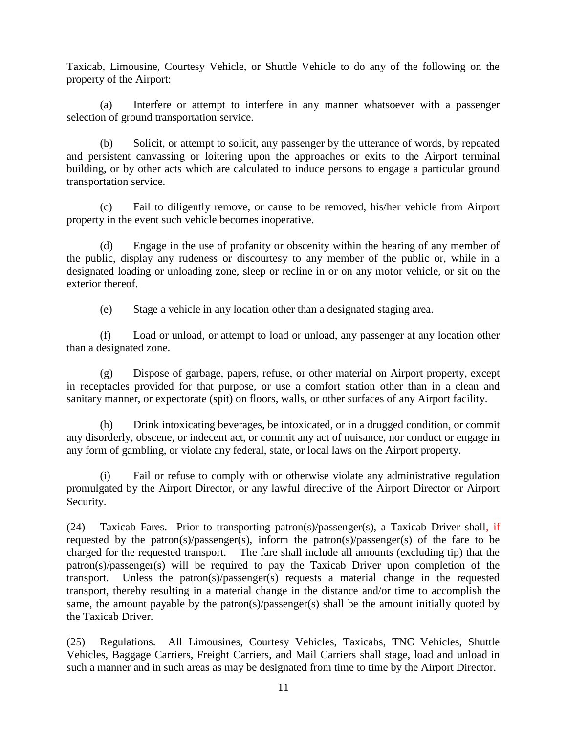Taxicab, Limousine, Courtesy Vehicle, or Shuttle Vehicle to do any of the following on the property of the Airport:

(a) Interfere or attempt to interfere in any manner whatsoever with a passenger selection of ground transportation service.

(b) Solicit, or attempt to solicit, any passenger by the utterance of words, by repeated and persistent canvassing or loitering upon the approaches or exits to the Airport terminal building, or by other acts which are calculated to induce persons to engage a particular ground transportation service.

(c) Fail to diligently remove, or cause to be removed, his/her vehicle from Airport property in the event such vehicle becomes inoperative.

(d) Engage in the use of profanity or obscenity within the hearing of any member of the public, display any rudeness or discourtesy to any member of the public or, while in a designated loading or unloading zone, sleep or recline in or on any motor vehicle, or sit on the exterior thereof.

(e) Stage a vehicle in any location other than a designated staging area.

(f) Load or unload, or attempt to load or unload, any passenger at any location other than a designated zone.

(g) Dispose of garbage, papers, refuse, or other material on Airport property, except in receptacles provided for that purpose, or use a comfort station other than in a clean and sanitary manner, or expectorate (spit) on floors, walls, or other surfaces of any Airport facility.

(h) Drink intoxicating beverages, be intoxicated, or in a drugged condition, or commit any disorderly, obscene, or indecent act, or commit any act of nuisance, nor conduct or engage in any form of gambling, or violate any federal, state, or local laws on the Airport property.

(i) Fail or refuse to comply with or otherwise violate any administrative regulation promulgated by the Airport Director, or any lawful directive of the Airport Director or Airport Security.

(24) Taxicab Fares. Prior to transporting patron(s)/passenger(s), a Taxicab Driver shall, if requested by the patron(s)/passenger(s), inform the patron(s)/passenger(s) of the fare to be charged for the requested transport. The fare shall include all amounts (excluding tip) that the patron(s)/passenger(s) will be required to pay the Taxicab Driver upon completion of the transport. Unless the patron(s)/passenger(s) requests a material change in the requested transport, thereby resulting in a material change in the distance and/or time to accomplish the same, the amount payable by the patron(s)/passenger(s) shall be the amount initially quoted by the Taxicab Driver.

(25) Regulations. All Limousines, Courtesy Vehicles, Taxicabs, TNC Vehicles, Shuttle Vehicles, Baggage Carriers, Freight Carriers, and Mail Carriers shall stage, load and unload in such a manner and in such areas as may be designated from time to time by the Airport Director.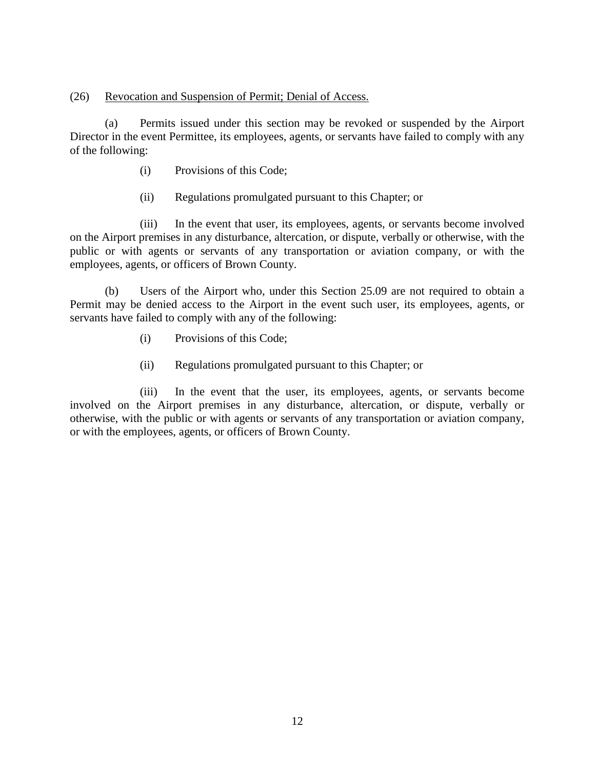(26) Revocation and Suspension of Permit; Denial of Access.

(a) Permits issued under this section may be revoked or suspended by the Airport Director in the event Permittee, its employees, agents, or servants have failed to comply with any of the following:

(i) Provisions of this Code;

(ii) Regulations promulgated pursuant to this Chapter; or

(iii) In the event that user, its employees, agents, or servants become involved on the Airport premises in any disturbance, altercation, or dispute, verbally or otherwise, with the public or with agents or servants of any transportation or aviation company, or with the employees, agents, or officers of Brown County.

(b) Users of the Airport who, under this Section 25.09 are not required to obtain a Permit may be denied access to the Airport in the event such user, its employees, agents, or servants have failed to comply with any of the following:

(i) Provisions of this Code;

(ii) Regulations promulgated pursuant to this Chapter; or

(iii) In the event that the user, its employees, agents, or servants become involved on the Airport premises in any disturbance, altercation, or dispute, verbally or otherwise, with the public or with agents or servants of any transportation or aviation company, or with the employees, agents, or officers of Brown County.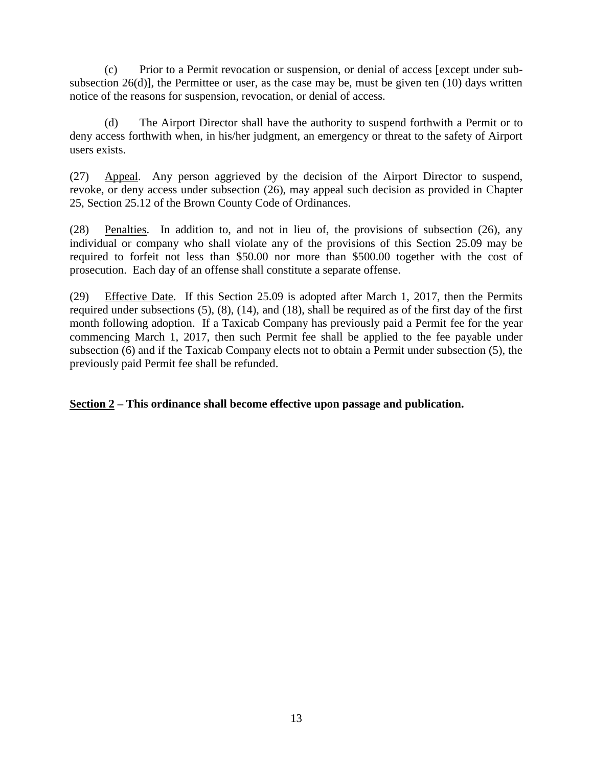(c) Prior to a Permit revocation or suspension, or denial of access [except under sub-subsection 26(d)], the Permittee or user, as the case may be, must be given ten (10) days written notice of the reasons for suspension, revocation, or denial of access.

(d) The Airport Director shall have the authority to suspend forthwith a Permit or to deny access forthwith when, in his/her judgment, an emergency or threat to the safety of Airport users exists.

(27) <u>Appeal</u>. Any person aggrieved by the decision of the Airport Director to suspend, revoke, or deny access under subsection (26), may appeal such decision as provided in Chapter 25, Section 25.12 of the Brown County Code of Ordinances.

(28) <u>Penalties</u>. In addition to, and not in lieu of, the provisions of subsection (26), any individual or company who shall violate any of the provisions of this Section 25.09 may be required to forfeit not less than $50.00 nor more than $500.00 together with the cost of prosecution. Each day of an offense shall constitute a separate offense.

(29) <u>Effective Date</u>. If this Section 25.09 is adopted after March 1, 2017, then the Permits required under subsections (5), (8), (14), and (18), shall be required as of the first day of the first month following adoption. If a Taxicab Company has previously paid a Permit fee for the year commencing March 1, 2017, then such Permit fee shall be applied to the fee payable under subsection (6) and if the Taxicab Company elects not to obtain a Permit under subsection (5), the previously paid Permit fee shall be refunded.

**<u>Section 2</u> – This ordinance shall become effective upon passage and publication.**